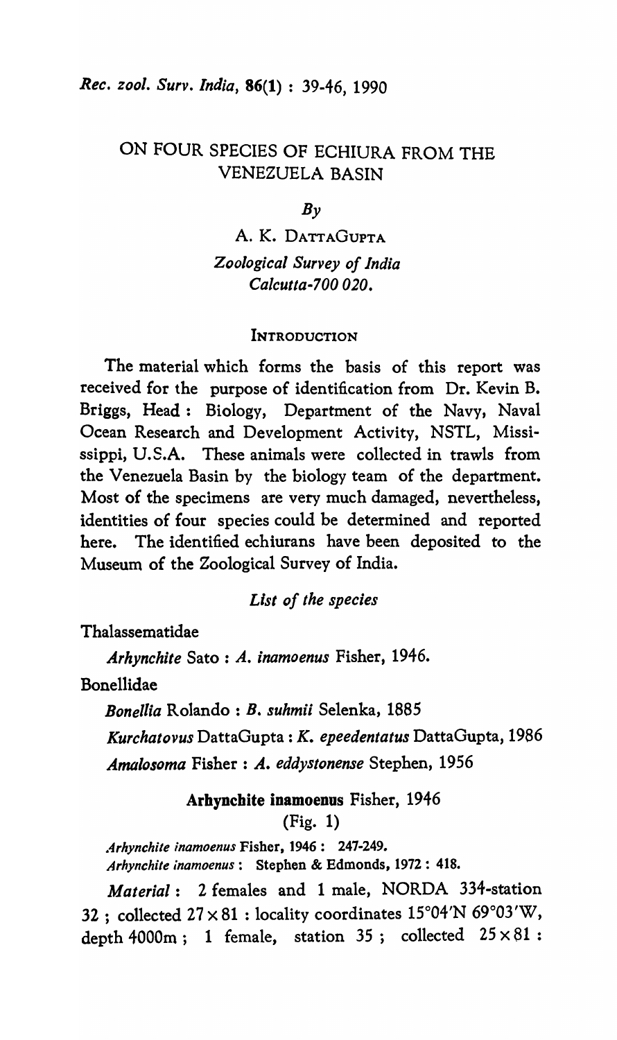# ON FOUR SPECIES OF ECHIURA FROM THE VENEZUELA BASIN

*By*

A. K. DATTAGUPTA

*Zoological Survey of India*
*Calcutta-700 020.*

## INTRODUCTION

The material which forms the basis of this report was received for the purpose of identification from Dr. Kevin B. Briggs, Head : Biology, Department of the Navy, Naval Ocean Research and Development Activity, NSTL, Mississippi, U.S.A. These animals were collected in trawls from the Venezuela Basin by the biology team of the department. Most of the specimens are very much damaged, nevertheless, identities of four species could be determined and reported here. The identified echiurans have been deposited to the Museum of the Zoological Survey of India.

### *List of the species*

Thalassematidae

*Arhynchite* Sato : *A. inamoenus* Fisher, 1946.

Bonellidae

*Bonellia* Rolando : *B. suhmii* Selenka, 1885

*Kurchatovus* DattaGupta : *K. epeedentatus* DattaGupta, 1986

*Amalosoma* Fisher : *A. eddystonense* Stephen, 1956

### **Arhynchite inamoenus** Fisher, 1946

(Fig. 1)

*Arhynchite inamoenus* Fisher, 1946 : 247-249.
*Arhynchite inamoenus* : Stephen & Edmonds, 1972 : 418.

*Material* : 2 females and 1 male, NORDA 334-station 32 ; collected 27 × 81 : locality coordinates 15°04'N 69°03'W, depth 4000m ; 1 female, station 35 ; collected 25 × 81 :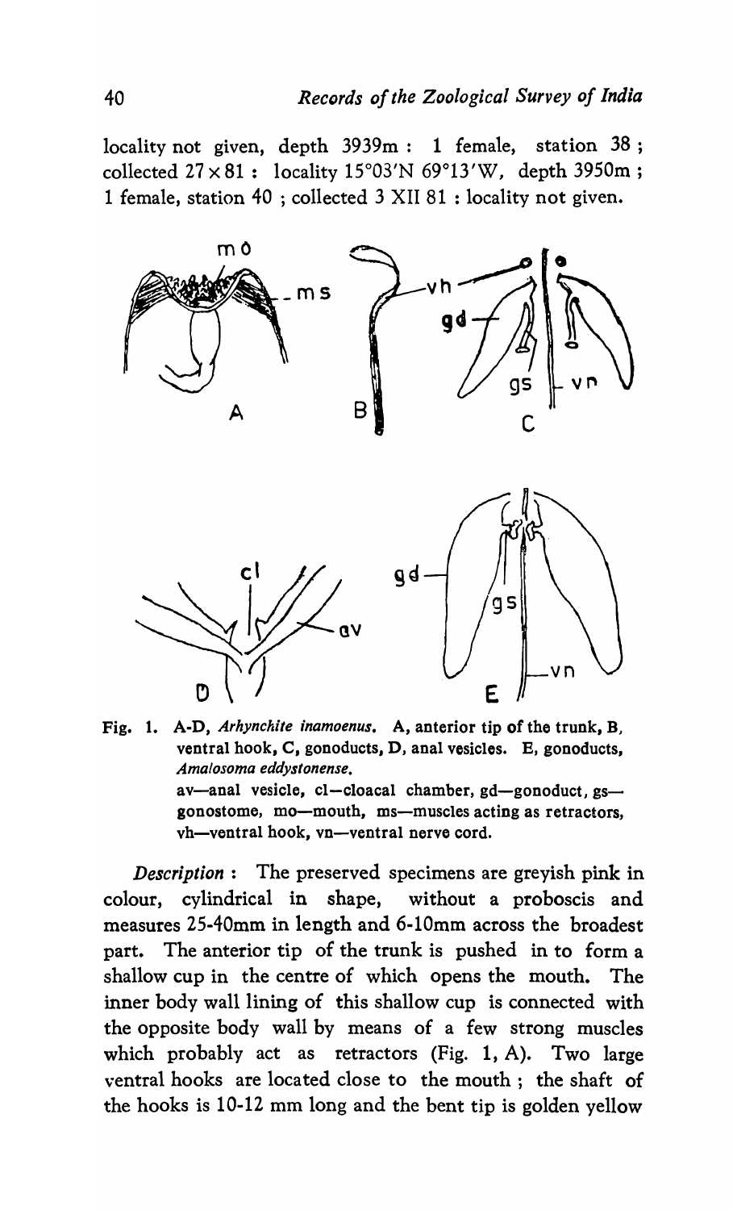locality not given, depth 3939m : 1 female, station 38 ; collected 27 x 81 : locality 15°03'N 69°13'W, depth 3950m ; 1 female, station 40 ; collected 3 XII 81 : locality not given.

Fig. 1. A-D, *Arhynchite inamoenus*. A, anterior tip of the trunk, B, ventral hook, C, gonoducts, D, anal vesicles. E, gonoducts, *Amalosoma eddystonense*.
av—anal vesicle, cl—cloacal chamber, gd—gonoduct, gs—gonostome, mo—mouth, ms—muscles acting as retractors, vh—ventral hook, vn—ventral nerve cord.

*Description* : The preserved specimens are greyish pink in colour, cylindrical in shape, without a proboscis and measures 25-40mm in length and 6-10mm across the broadest part. The anterior tip of the trunk is pushed in to form a shallow cup in the centre of which opens the mouth. The inner body wall lining of this shallow cup is connected with the opposite body wall by means of a few strong muscles which probably act as retractors (Fig. 1, A). Two large ventral hooks are located close to the mouth ; the shaft of the hooks is 10-12 mm long and the bent tip is golden yellow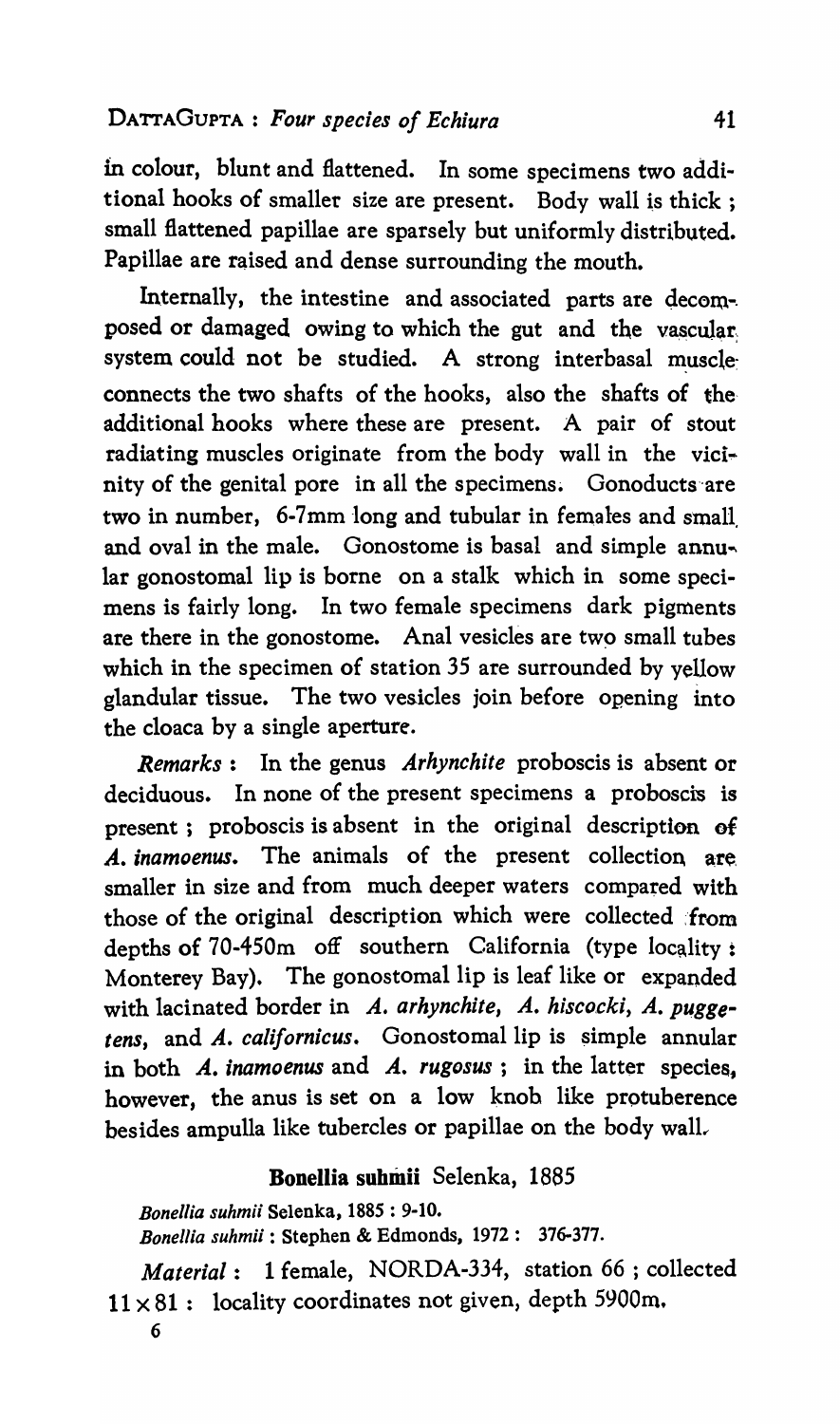in colour, blunt and flattened. In some specimens two additional hooks of smaller size are present. Body wall is thick ; small flattened papillae are sparsely but uniformly distributed. Papillae are raised and dense surrounding the mouth.

Internally, the intestine and associated parts are decomposed or damaged owing to which the gut and the vascular system could not be studied. A strong interbasal muscle connects the two shafts of the hooks, also the shafts of the additional hooks where these are present. A pair of stout radiating muscles originate from the body wall in the vicinity of the genital pore in all the specimens. Gonoducts are two in number, 6-7mm long and tubular in females and small and oval in the male. Gonostome is basal and simple annular gonostomal lip is borne on a stalk which in some specimens is fairly long. In two female specimens dark pigments are there in the gonostome. Anal vesicles are two small tubes which in the specimen of station 35 are surrounded by yellow glandular tissue. The two vesicles join before opening into the cloaca by a single aperture.

*Remarks* : In the genus *Arhynchite* proboscis is absent or deciduous. In none of the present specimens a proboscis is present ; proboscis is absent in the original description of *A. inamoenus*. The animals of the present collection are smaller in size and from much deeper waters compared with those of the original description which were collected from depths of 70-450m off southern California (type locality : Monterey Bay). The gonostomal lip is leaf like or expanded with lacinated border in *A. arhynchite*, *A. hiscocki*, *A. puggetens*, and *A. californicus*. Gonostomal lip is simple annular in both *A. inamoenus* and *A. rugosus* ; in the latter species, however, the anus is set on a low knob like protuberence besides ampulla like tubercles or papillae on the body wall.

## Bonellia suhmii Selenka, 1885

*Bonellia suhmii* Selenka, 1885 : 9-10.
*Bonellia suhmii* : Stephen & Edmonds, 1972 : 376-377.

*Material* : 1 female, NORDA-334, station 66 ; collected 11 × 81 : locality coordinates not given, depth 5900m.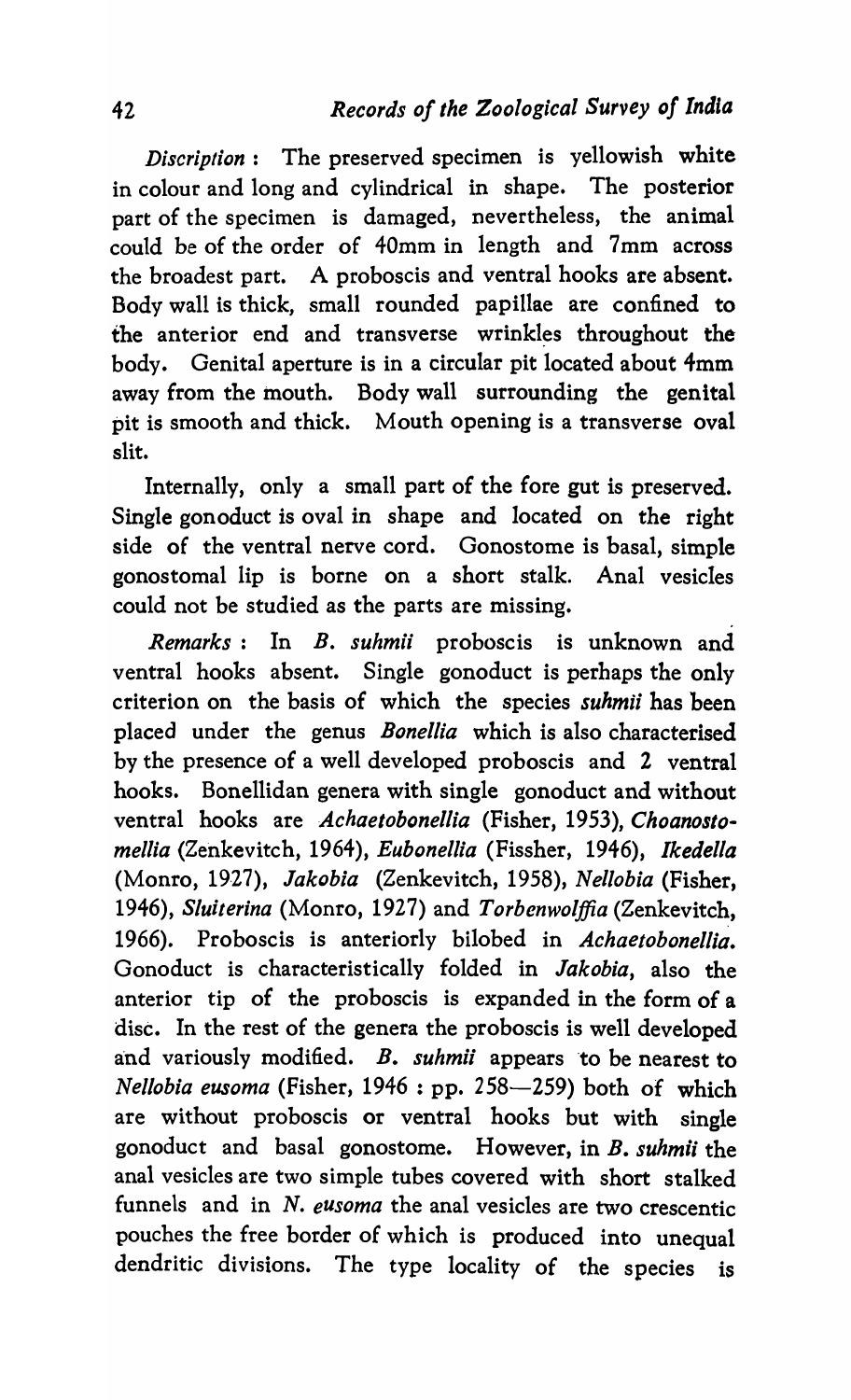*Discription* : The preserved specimen is yellowish white in colour and long and cylindrical in shape. The posterior part of the specimen is damaged, nevertheless, the animal could be of the order of 40mm in length and 7mm across the broadest part. A proboscis and ventral hooks are absent. Body wall is thick, small rounded papillae are confined to the anterior end and transverse wrinkles throughout the body. Genital aperture is in a circular pit located about 4mm away from the mouth. Body wall surrounding the genital pit is smooth and thick. Mouth opening is a transverse oval slit.

Internally, only a small part of the fore gut is preserved. Single gonoduct is oval in shape and located on the right side of the ventral nerve cord. Gonostome is basal, simple gonostomal lip is borne on a short stalk. Anal vesicles could not be studied as the parts are missing.

*Remarks* : In *B. suhmii* proboscis is unknown and ventral hooks absent. Single gonoduct is perhaps the only criterion on the basis of which the species *suhmii* has been placed under the genus *Bonellia* which is also characterised by the presence of a well developed proboscis and 2 ventral hooks. Bonellidan genera with single gonoduct and without ventral hooks are *Achaetobonellia* (Fisher, 1953), *Choanostomellia* (Zenkevitch, 1964), *Eubonellia* (Fissher, 1946), *Ikedella* (Monro, 1927), *Jakobia* (Zenkevitch, 1958), *Nellobia* (Fisher, 1946), *Sluiterina* (Monro, 1927) and *Torbenwolffia* (Zenkevitch, 1966). Proboscis is anteriorly bilobed in *Achaetobonellia.* Gonoduct is characteristically folded in *Jakobia*, also the anterior tip of the proboscis is expanded in the form of a disc. In the rest of the genera the proboscis is well developed and variously modified. *B. suhmii* appears to be nearest to *Nellobia eusoma* (Fisher, 1946 : pp. 258—259) both of which are without proboscis or ventral hooks but with single gonoduct and basal gonostome. However, in *B. suhmii* the anal vesicles are two simple tubes covered with short stalked funnels and in *N. eusoma* the anal vesicles are two crescentic pouches the free border of which is produced into unequal dendritic divisions. The type locality of the species is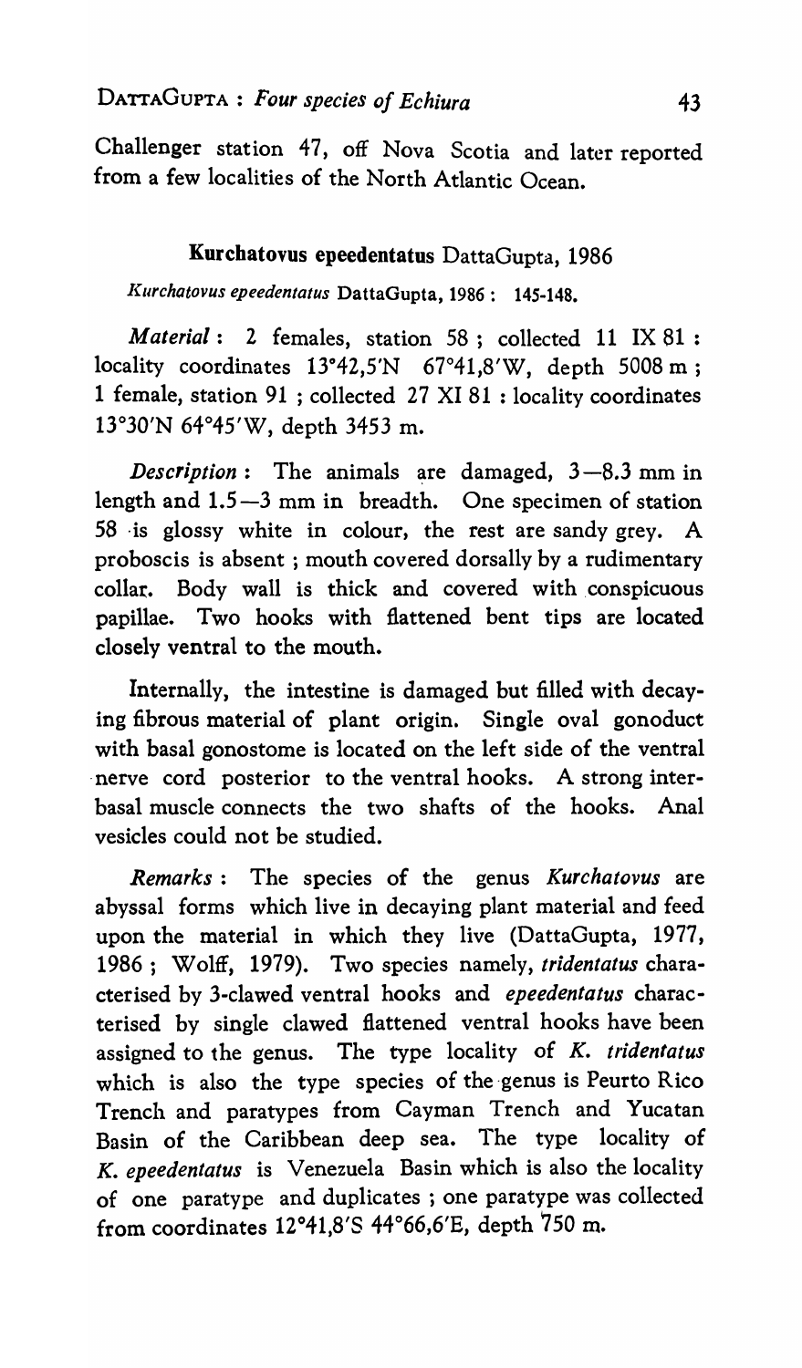Challenger station 47, off Nova Scotia and later reported from a few localities of the North Atlantic Ocean.

### **Kurchatovus epeedentatus** DattaGupta, 1986

*Kurchatovus epeedentatus* DattaGupta, 1986 : 145-148.

*Material* : 2 females, station 58 ; collected 11 IX 81 : locality coordinates 13°42,5'N 67°41,8'W, depth 5008 m ; 1 female, station 91 ; collected 27 XI 81 : locality coordinates 13°30'N 64°45'W, depth 3453 m.

*Description* : The animals are damaged, 3—8.3 mm in length and 1.5—3 mm in breadth. One specimen of station 58 is glossy white in colour, the rest are sandy grey. A proboscis is absent ; mouth covered dorsally by a rudimentary collar. Body wall is thick and covered with conspicuous papillae. Two hooks with flattened bent tips are located closely ventral to the mouth.

Internally, the intestine is damaged but filled with decaying fibrous material of plant origin. Single oval gonoduct with basal gonostome is located on the left side of the ventral nerve cord posterior to the ventral hooks. A strong interbasal muscle connects the two shafts of the hooks. Anal vesicles could not be studied.

*Remarks* : The species of the genus *Kurchatovus* are abyssal forms which live in decaying plant material and feed upon the material in which they live (DattaGupta, 1977, 1986 ; Wolff, 1979). Two species namely, *tridentatus* characterised by 3-clawed ventral hooks and *epeedentatus* characterised by single clawed flattened ventral hooks have been assigned to the genus. The type locality of *K. tridentatus* which is also the type species of the genus is Peurto Rico Trench and paratypes from Cayman Trench and Yucatan Basin of the Caribbean deep sea. The type locality of *K. epeedentatus* is Venezuela Basin which is also the locality of one paratype and duplicates ; one paratype was collected from coordinates 12°41,8'S 44°66,6'E, depth 750 m.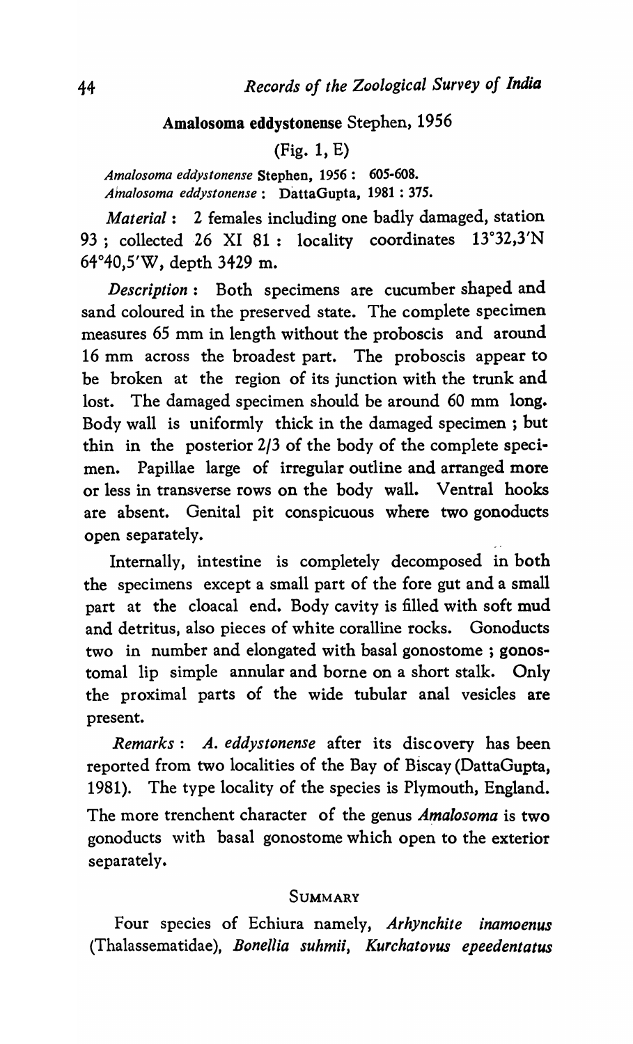### **Amalosoma eddystonense** Stephen, 1956

(Fig. 1, E)

*Amalosoma eddystonense* Stephen, 1956 : 605-608.
*Amalosoma eddystonense* : DattaGupta, 1981 : 375.

*Material* : 2 females including one badly damaged, station 93 ; collected 26 XI 81 : locality coordinates 13°32,3'N 64°40,5'W, depth 3429 m.

*Description* : Both specimens are cucumber shaped and sand coloured in the preserved state. The complete specimen measures 65 mm in length without the proboscis and around 16 mm across the broadest part. The proboscis appear to be broken at the region of its junction with the trunk and lost. The damaged specimen should be around 60 mm long. Body wall is uniformly thick in the damaged specimen ; but thin in the posterior 2/3 of the body of the complete specimen. Papillae large of irregular outline and arranged more or less in transverse rows on the body wall. Ventral hooks are absent. Genital pit conspicuous where two gonoducts open separately.

Internally, intestine is completely decomposed in both the specimens except a small part of the fore gut and a small part at the cloacal end. Body cavity is filled with soft mud and detritus, also pieces of white coralline rocks. Gonoducts two in number and elongated with basal gonostome ; gonostomal lip simple annular and borne on a short stalk. Only the proximal parts of the wide tubular anal vesicles are present.

*Remarks* : *A. eddystonense* after its discovery has been reported from two localities of the Bay of Biscay (DattaGupta, 1981). The type locality of the species is Plymouth, England. The more trenchent character of the genus *Amalosoma* is two gonoducts with basal gonostome which open to the exterior separately.

## SUMMARY

Four species of Echiura namely, *Arhynchite inamoenus* (Thalassematidae), *Bonellia suhmii*, *Kurchatovus epeedentatus*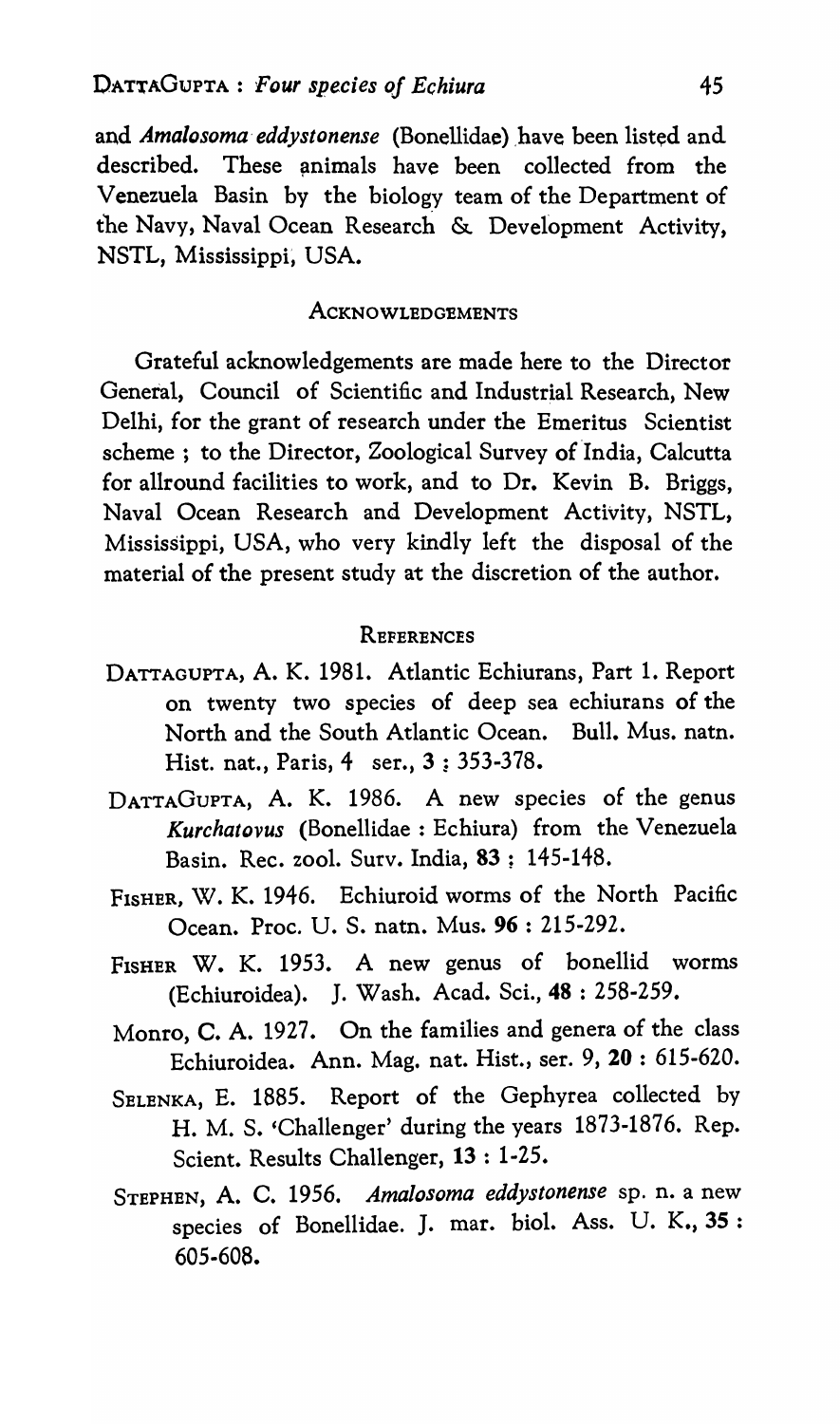and *Amalosoma eddystonense* (Bonellidae) have been listed and described. These animals have been collected from the Venezuela Basin by the biology team of the Department of the Navy, Naval Ocean Research & Development Activity, NSTL, Mississippi, USA.

## ACKNOWLEDGEMENTS

Grateful acknowledgements are made here to the Director General, Council of Scientific and Industrial Research, New Delhi, for the grant of research under the Emeritus Scientist scheme ; to the Director, Zoological Survey of India, Calcutta for allround facilities to work, and to Dr. Kevin B. Briggs, Naval Ocean Research and Development Activity, NSTL, Mississippi, USA, who very kindly left the disposal of the material of the present study at the discretion of the author.

## REFERENCES

DATTAGUPTA, A. K. 1981. Atlantic Echiurans, Part 1. Report on twenty two species of deep sea echiurans of the North and the South Atlantic Ocean. Bull. Mus. natn. Hist. nat., Paris, 4 ser., **3** : 353-378.

DATTAGUPTA, A. K. 1986. A new species of the genus *Kurchatovus* (Bonellidae : Echiura) from the Venezuela Basin. Rec. zool. Surv. India, **83** : 145-148.

FISHER, W. K. 1946. Echiuroid worms of the North Pacific Ocean. Proc. U. S. natn. Mus. **96** : 215-292.

FISHER W. K. 1953. A new genus of bonellid worms (Echiuroidea). J. Wash. Acad. Sci., **48** : 258-259.

Monro, C. A. 1927. On the families and genera of the class Echiuroidea. Ann. Mag. nat. Hist., ser. 9, **20** : 615-620.

SELENKA, E. 1885. Report of the Gephyrea collected by H. M. S. 'Challenger' during the years 1873-1876. Rep. Scient. Results Challenger, **13** : 1-25.

STEPHEN, A. C. 1956. *Amalosoma eddystonense* sp. n. a new species of Bonellidae. J. mar. biol. Ass. U. K., **35** : 605-608.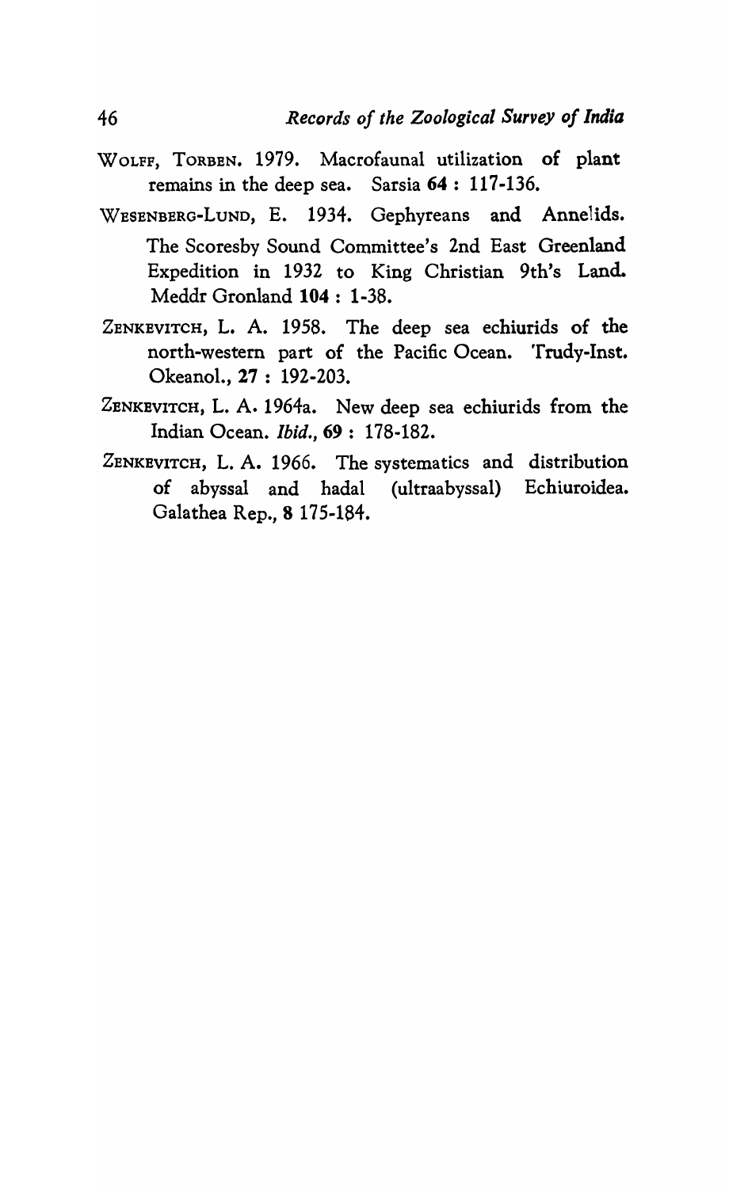WOLFF, TORBEN. 1979. Macrofaunal utilization of plant remains in the deep sea. Sarsia **64** : 117-136.

WESENBERG-LUND, E. 1934. Gephyreans and Annelids. The Scoresby Sound Committee's 2nd East Greenland Expedition in 1932 to King Christian 9th's Land. Meddr Gronland **104** : 1-38.

ZENKEVITCH, L. A. 1958. The deep sea echiurids of the north-western part of the Pacific Ocean. Trudy-Inst. Okeanol., **27** : 192-203.

ZENKEVITCH, L. A. 1964a. New deep sea echiurids from the Indian Ocean. *Ibid.*, **69** : 178-182.

ZENKEVITCH, L. A. 1966. The systematics and distribution of abyssal and hadal (ultraabyssal) Echiuroidea. Galathea Rep., **8** 175-184.